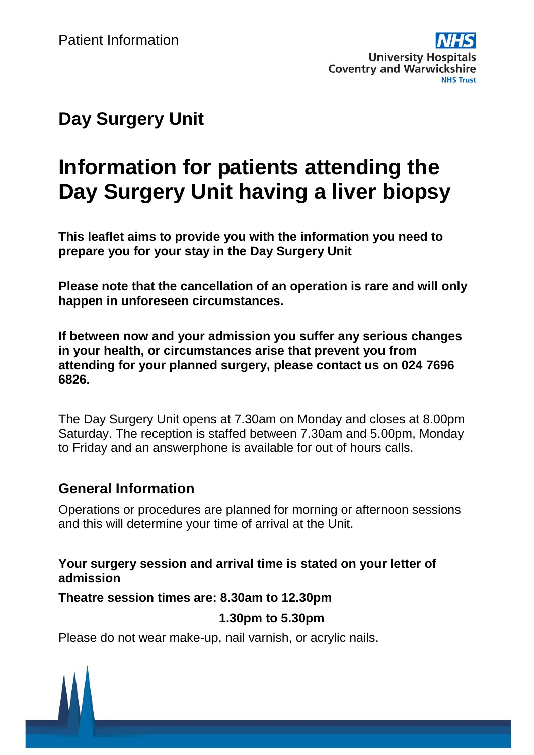Patient Information

University Hospitals Coventry and Warwickshire NHS Trust

## Day Surgery Unit

# Information for patients attending the Day Surgery Unit having a liver biopsy

**This leaflet aims to provide you with the information you need to prepare you for your stay in the Day Surgery Unit**

**Please note that the cancellation of an operation is rare and will only happen in unforeseen circumstances.**

**If between now and your admission you suffer any serious changes in your health, or circumstances arise that prevent you from attending for your planned surgery, please contact us on 024 7696 6826.**

The Day Surgery Unit opens at 7.30am on Monday and closes at 8.00pm Saturday. The reception is staffed between 7.30am and 5.00pm, Monday to Friday and an answerphone is available for out of hours calls.

## General Information

Operations or procedures are planned for morning or afternoon sessions and this will determine your time of arrival at the Unit.

**Your surgery session and arrival time is stated on your letter of admission**

**Theatre session times are: 8.30am to 12.30pm**

**1.30pm to 5.30pm**

Please do not wear make-up, nail varnish, or acrylic nails.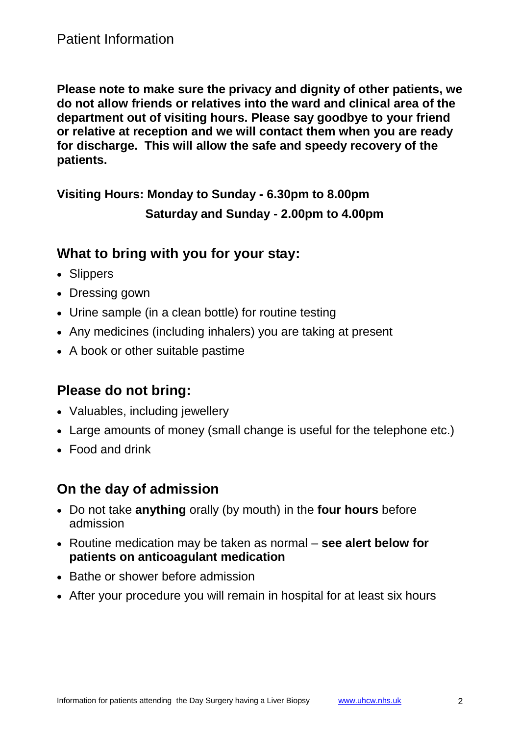**Please note to make sure the privacy and dignity of other patients, we do not allow friends or relatives into the ward and clinical area of the department out of visiting hours. Please say goodbye to your friend or relative at reception and we will contact them when you are ready for discharge. This will allow the safe and speedy recovery of the patients.**

**Visiting Hours: Monday to Sunday - 6.30pm to 8.00pm**

**Saturday and Sunday - 2.00pm to 4.00pm**

## What to bring with you for your stay:

- Slippers
- Dressing gown
- Urine sample (in a clean bottle) for routine testing
- Any medicines (including inhalers) you are taking at present
- A book or other suitable pastime

## Please do not bring:

- Valuables, including jewellery
- Large amounts of money (small change is useful for the telephone etc.)
- Food and drink

## On the day of admission

- Do not take **anything** orally (by mouth) in the **four hours** before admission
- Routine medication may be taken as normal – **see alert below for patients on anticoagulant medication**
- Bathe or shower before admission
- After your procedure you will remain in hospital for at least six hours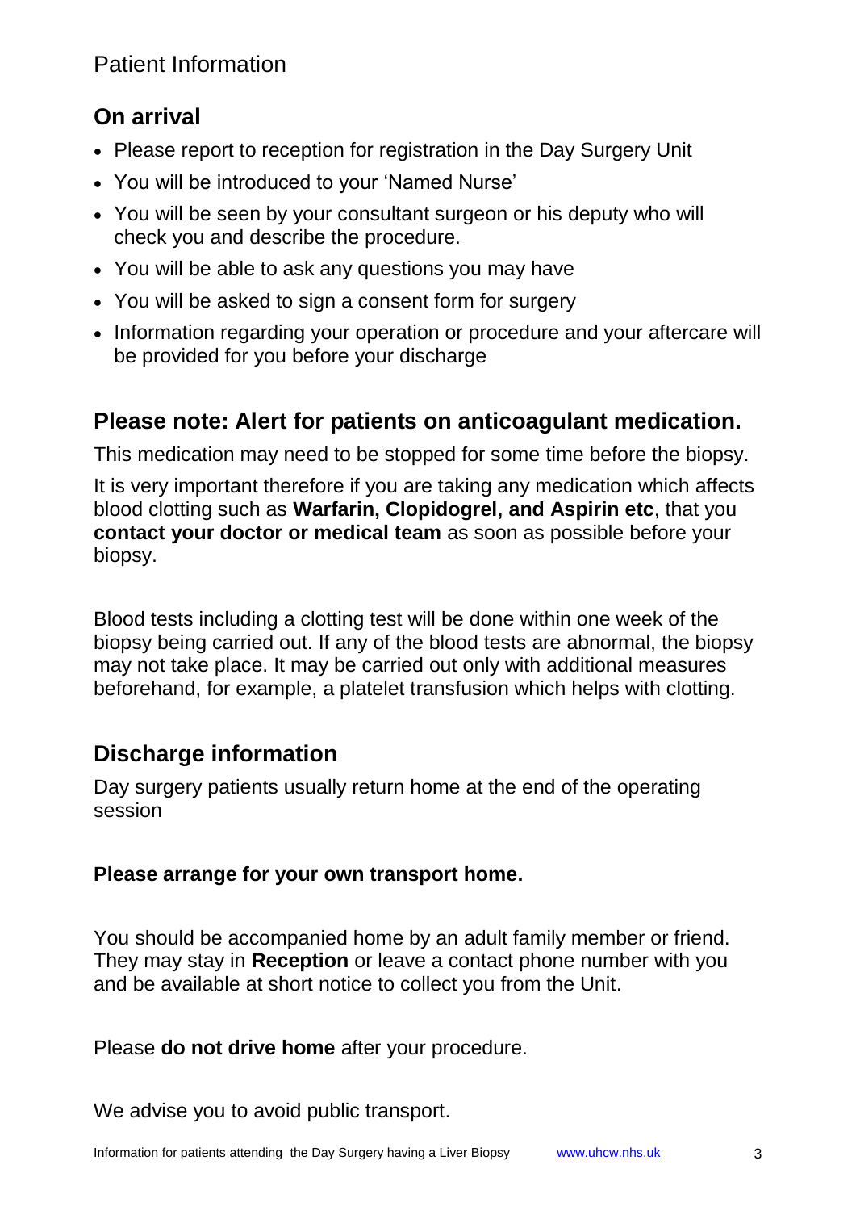## On arrival

- Please report to reception for registration in the Day Surgery Unit
- You will be introduced to your 'Named Nurse'
- You will be seen by your consultant surgeon or his deputy who will check you and describe the procedure.
- You will be able to ask any questions you may have
- You will be asked to sign a consent form for surgery
- Information regarding your operation or procedure and your aftercare will be provided for you before your discharge

## Please note: Alert for patients on anticoagulant medication.

This medication may need to be stopped for some time before the biopsy.

It is very important therefore if you are taking any medication which affects blood clotting such as **Warfarin, Clopidogrel, and Aspirin etc**, that you **contact your doctor or medical team** as soon as possible before your biopsy.

Blood tests including a clotting test will be done within one week of the biopsy being carried out. If any of the blood tests are abnormal, the biopsy may not take place. It may be carried out only with additional measures beforehand, for example, a platelet transfusion which helps with clotting.

## Discharge information

Day surgery patients usually return home at the end of the operating session

**Please arrange for your own transport home.**

You should be accompanied home by an adult family member or friend. They may stay in **Reception** or leave a contact phone number with you and be available at short notice to collect you from the Unit.

Please **do not drive home** after your procedure.

We advise you to avoid public transport.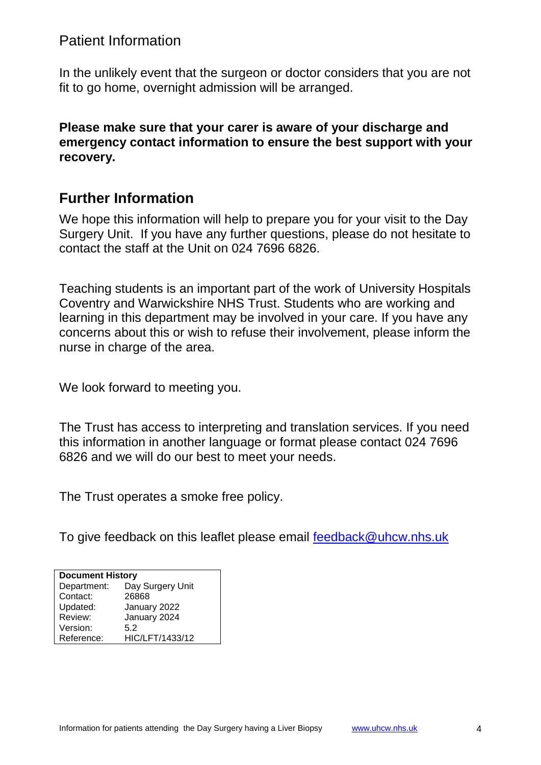Patient Information

In the unlikely event that the surgeon or doctor considers that you are not fit to go home, overnight admission will be arranged.

**Please make sure that your carer is aware of your discharge and emergency contact information to ensure the best support with your recovery.**

## Further Information

We hope this information will help to prepare you for your visit to the Day Surgery Unit. If you have any further questions, please do not hesitate to contact the staff at the Unit on 024 7696 6826.

Teaching students is an important part of the work of University Hospitals Coventry and Warwickshire NHS Trust. Students who are working and learning in this department may be involved in your care. If you have any concerns about this or wish to refuse their involvement, please inform the nurse in charge of the area.

We look forward to meeting you.

The Trust has access to interpreting and translation services. If you need this information in another language or format please contact 024 7696 6826 and we will do our best to meet your needs.

The Trust operates a smoke free policy.

To give feedback on this leaflet please email feedback@uhcw.nhs.uk

| **Document History** | |
|---|---|
| Department: | Day Surgery Unit |
| Contact: | 26868 |
| Updated: | January 2022 |
| Review: | January 2024 |
| Version: | 5.2 |
| Reference: | HIC/LFT/1433/12 |